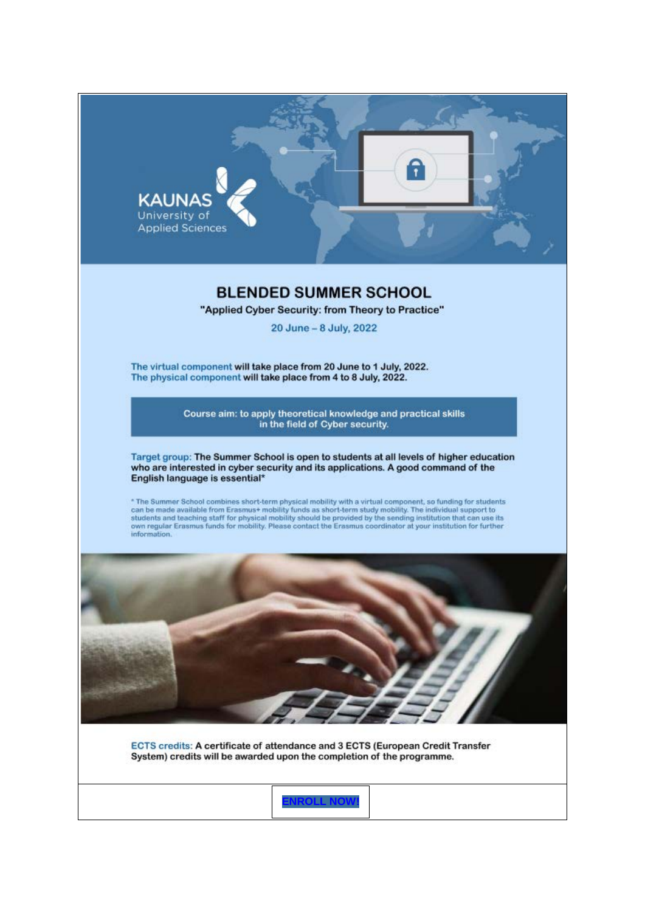KAUNAS University of Applied Sciences

# BLENDED SUMMER SCHOOL

**"Applied Cyber Security: from Theory to Practice"**

20 June – 8 July, 2022

The virtual component **will take place from 20 June to 1 July, 2022.**
The physical component **will take place from 4 to 8 July, 2022.**

**Course aim: to apply theoretical knowledge and practical skills in the field of Cyber security.**

Target group: **The Summer School is open to students at all levels of higher education who are interested in cyber security and its applications. A good command of the English language is essential***

* The Summer School combines short-term physical mobility with a virtual component, so funding for students can be made available from Erasmus+ mobility funds as short-term study mobility. The individual support to students and teaching staff for physical mobility should be provided by the sending institution that can use its own regular Erasmus funds for mobility. Please contact the Erasmus coordinator at your institution for further information.

ECTS credits: **A certificate of attendance and 3 ECTS (European Credit Transfer System) credits will be awarded upon the completion of the programme.**

**ENROLL NOW!**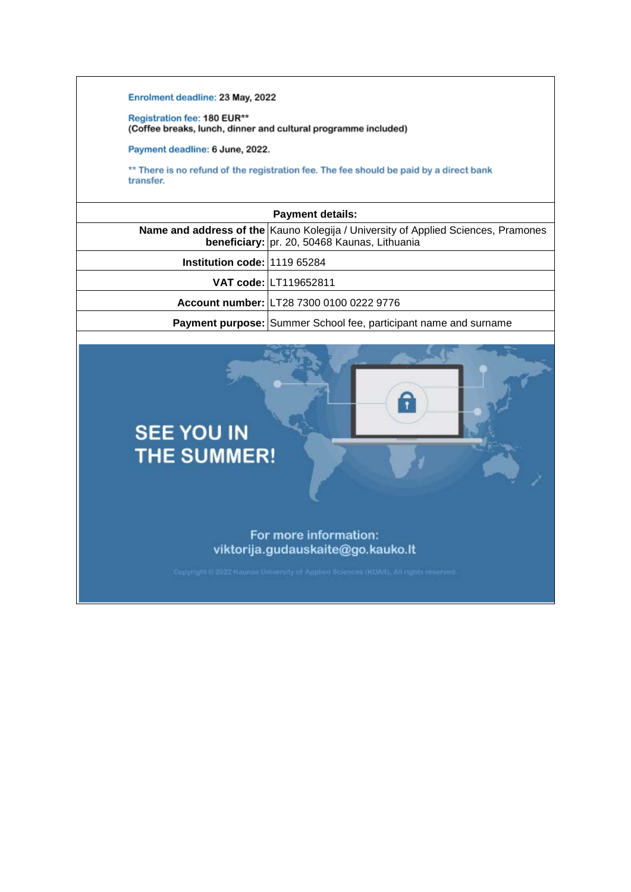**Enrolment deadline:** 23 May, 2022

**Registration fee:** 180 EUR**
**(Coffee breaks, lunch, dinner and cultural programme included)**

**Payment deadline:** 6 June, 2022.

** There is no refund of the registration fee. The fee should be paid by a direct bank transfer.

| Payment details: | |
|---|---|
| **Name and address of the beneficiary:** | Kauno Kolegija / University of Applied Sciences, Pramones pr. 20, 50468 Kaunas, Lithuania |
| **Institution code:** | 1119 65284 |
| **VAT code:** | LT119652811 |
| **Account number:** | LT28 7300 0100 0222 9776 |
| **Payment purpose:** | Summer School fee, participant name and surname |

**SEE YOU IN THE SUMMER!**

For more information:
viktorija.gudauskaite@go.kauko.lt

Copyright © 2022 Kaunas University of Applied Sciences (KUAS). All rights reserved.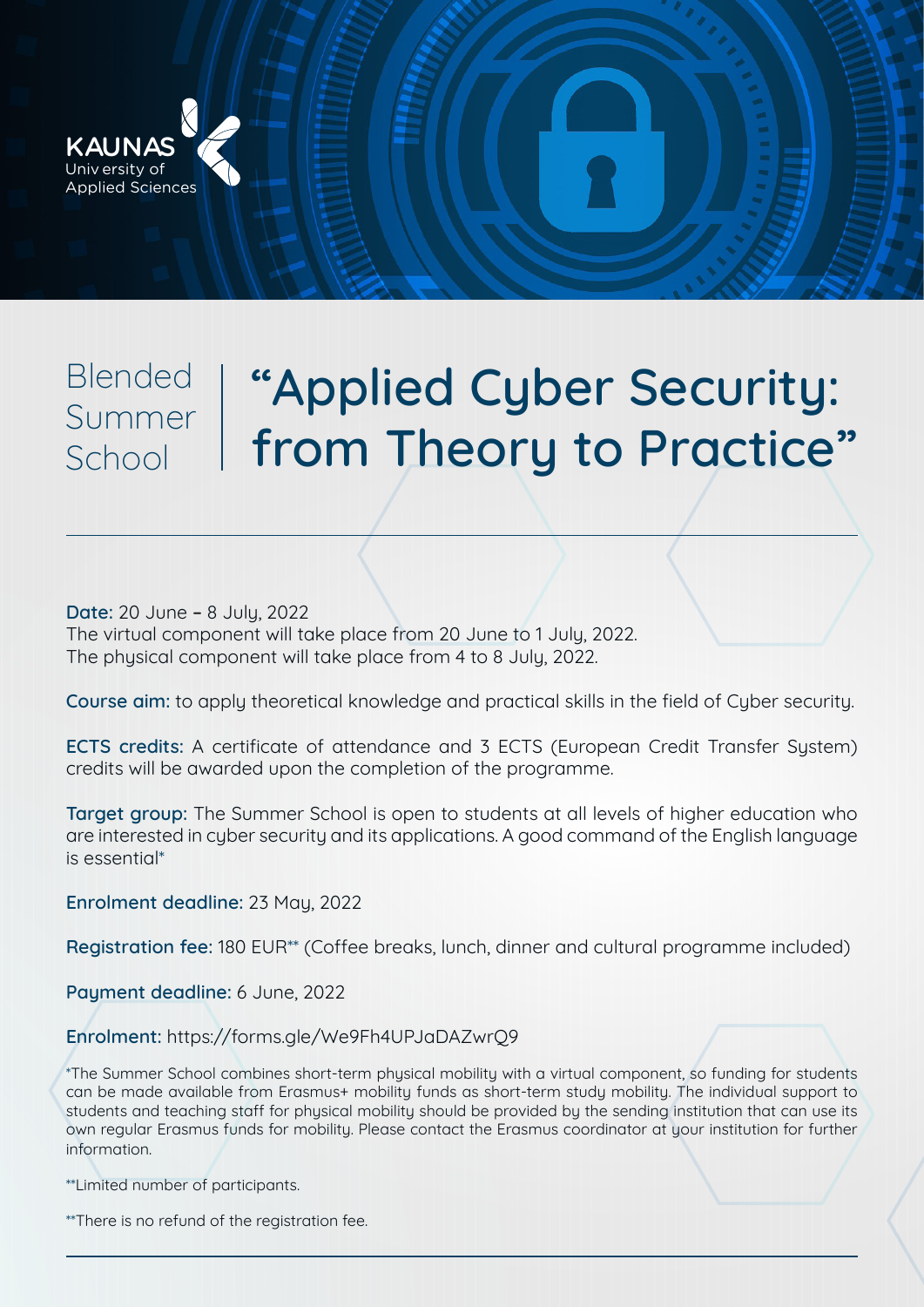KAUNAS University of Applied Sciences

Blended Summer School

# "Applied Cyber Security: from Theory to Practice"

---

**Date:** 20 June – 8 July, 2022
The virtual component will take place from 20 June to 1 July, 2022.
The physical component will take place from 4 to 8 July, 2022.

**Course aim:** to apply theoretical knowledge and practical skills in the field of Cyber security.

**ECTS credits:** A certificate of attendance and 3 ECTS (European Credit Transfer System) credits will be awarded upon the completion of the programme.

**Target group:** The Summer School is open to students at all levels of higher education who are interested in cyber security and its applications. A good command of the English language is essential*

**Enrolment deadline:** 23 May, 2022

**Registration fee:** 180 EUR** (Coffee breaks, lunch, dinner and cultural programme included)

**Payment deadline:** 6 June, 2022

**Enrolment:** https://forms.gle/We9Fh4UPJaDAZwrQ9

*The Summer School combines short-term physical mobility with a virtual component, so funding for students can be made available from Erasmus+ mobility funds as short-term study mobility. The individual support to students and teaching staff for physical mobility should be provided by the sending institution that can use its own regular Erasmus funds for mobility. Please contact the Erasmus coordinator at your institution for further information.

**Limited number of participants.

**There is no refund of the registration fee.

---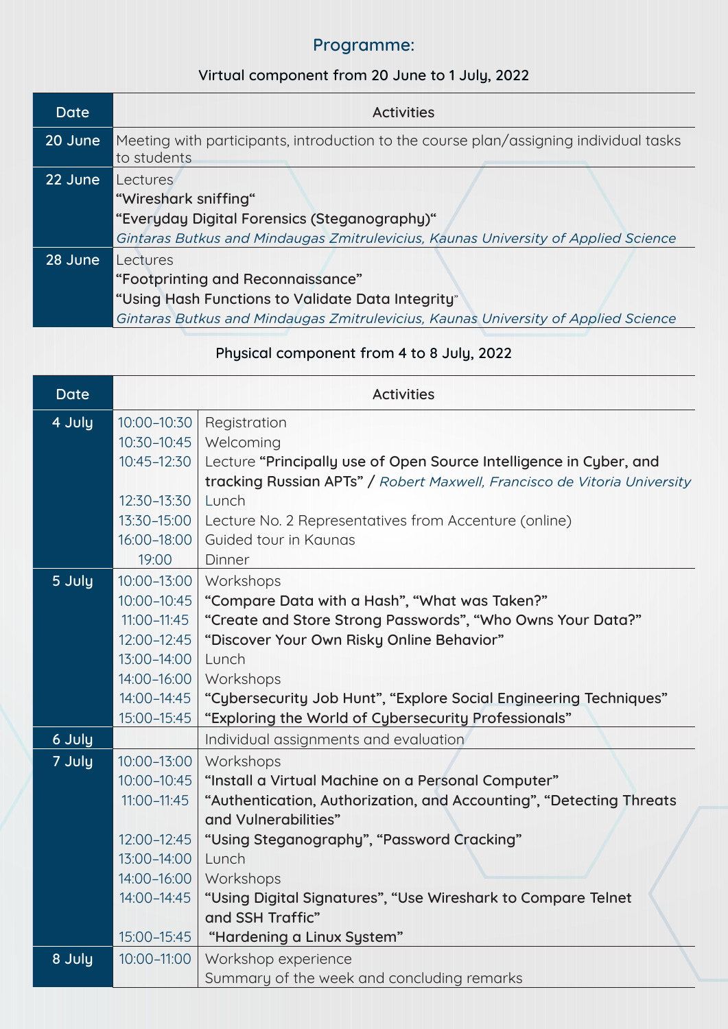## Programme:

Virtual component from 20 June to 1 July, 2022

| Date | Activities |
| --- | --- |
| 20 June | Meeting with participants, introduction to the course plan/assigning individual tasks to students |
| 22 June | Lectures<br>**"Wireshark sniffing"**<br>**"Everyday Digital Forensics (Steganography)"**<br>*Gintaras Butkus and Mindaugas Zmitrulevicius, Kaunas University of Applied Science* |
| 28 June | Lectures<br>**"Footprinting and Reconnaissance"**<br>**"Using Hash Functions to Validate Data Integrity"**<br>*Gintaras Butkus and Mindaugas Zmitrulevicius, Kaunas University of Applied Science* |

Physical component from 4 to 8 July, 2022

| Date | | Activities |
| --- | --- | --- |
| 4 July | 10:00–10:30 | Registration |
| | 10:30–10:45 | Welcoming |
| | 10:45–12:30 | Lecture **"Principally use of Open Source Intelligence in Cyber, and tracking Russian APTs"** / *Robert Maxwell, Francisco de Vitoria University* |
| | 12:30–13:30 | Lunch |
| | 13:30–15:00 | Lecture No. 2 Representatives from Accenture (online) |
| | 16:00–18:00 | Guided tour in Kaunas |
| | 19:00 | Dinner |
| 5 July | 10:00–13:00 | Workshops |
| | 10:00–10:45 | **"Compare Data with a Hash", "What was Taken?"** |
| | 11:00–11:45 | **"Create and Store Strong Passwords", "Who Owns Your Data?"** |
| | 12:00–12:45 | **"Discover Your Own Risky Online Behavior"** |
| | 13:00–14:00 | Lunch |
| | 14:00–16:00 | Workshops |
| | 14:00–14:45 | **"Cybersecurity Job Hunt", "Explore Social Engineering Techniques"** |
| | 15:00–15:45 | **"Exploring the World of Cybersecurity Professionals"** |
| 6 July | | Individual assignments and evaluation |
| 7 July | 10:00–13:00 | Workshops |
| | 10:00–10:45 | **"Install a Virtual Machine on a Personal Computer"** |
| | 11:00–11:45 | **"Authentication, Authorization, and Accounting", "Detecting Threats and Vulnerabilities"** |
| | 12:00–12:45 | **"Using Steganography", "Password Cracking"** |
| | 13:00–14:00 | Lunch |
| | 14:00–16:00 | Workshops |
| | 14:00–14:45 | **"Using Digital Signatures", "Use Wireshark to Compare Telnet and SSH Traffic"** |
| | 15:00–15:45 | **"Hardening a Linux System"** |
| 8 July | 10:00–11:00 | Workshop experience<br>Summary of the week and concluding remarks |